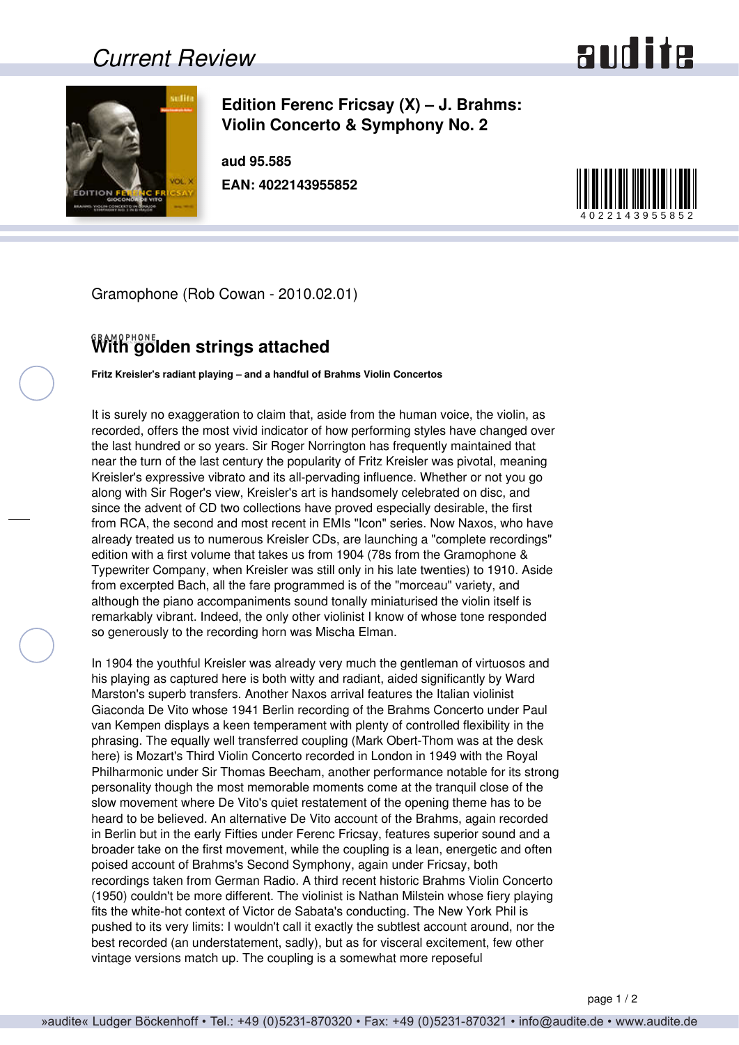# Current Review

## Edition Ferenc Fricsay (X) – J. Brahms: Violin Concerto & Symphony No. 2

**aud 95.585**

**EAN: 4022143955852**

Gramophone (Rob Cowan - 2010.02.01)

### With golden strings attached

**Fritz Kreisler's radiant playing – and a handful of Brahms Violin Concertos**

It is surely no exaggeration to claim that, aside from the human voice, the violin, as recorded, offers the most vivid indicator of how performing styles have changed over the last hundred or so years. Sir Roger Norrington has frequently maintained that near the turn of the last century the popularity of Fritz Kreisler was pivotal, meaning Kreisler's expressive vibrato and its all-pervading influence. Whether or not you go along with Sir Roger's view, Kreisler's art is handsomely celebrated on disc, and since the advent of CD two collections have proved especially desirable, the first from RCA, the second and most recent in EMIs "Icon" series. Now Naxos, who have already treated us to numerous Kreisler CDs, are launching a "complete recordings" edition with a first volume that takes us from 1904 (78s from the Gramophone & Typewriter Company, when Kreisler was still only in his late twenties) to 1910. Aside from excerpted Bach, all the fare programmed is of the "morceau" variety, and although the piano accompaniments sound tonally miniaturised the violin itself is remarkably vibrant. Indeed, the only other violinist I know of whose tone responded so generously to the recording horn was Mischa Elman.

In 1904 the youthful Kreisler was already very much the gentleman of virtuosos and his playing as captured here is both witty and radiant, aided significantly by Ward Marston's superb transfers. Another Naxos arrival features the Italian violinist Giaconda De Vito whose 1941 Berlin recording of the Brahms Concerto under Paul van Kempen displays a keen temperament with plenty of controlled flexibility in the phrasing. The equally well transferred coupling (Mark Obert-Thom was at the desk here) is Mozart's Third Violin Concerto recorded in London in 1949 with the Royal Philharmonic under Sir Thomas Beecham, another performance notable for its strong personality though the most memorable moments come at the tranquil close of the slow movement where De Vito's quiet restatement of the opening theme has to be heard to be believed. An alternative De Vito account of the Brahms, again recorded in Berlin but in the early Fifties under Ferenc Fricsay, features superior sound and a broader take on the first movement, while the coupling is a lean, energetic and often poised account of Brahms's Second Symphony, again under Fricsay, both recordings taken from German Radio. A third recent historic Brahms Violin Concerto (1950) couldn't be more different. The violinist is Nathan Milstein whose fiery playing fits the white-hot context of Victor de Sabata's conducting. The New York Phil is pushed to its very limits: I wouldn't call it exactly the subtlest account around, nor the best recorded (an understatement, sadly), but as for visceral excitement, few other vintage versions match up. The coupling is a somewhat more reposeful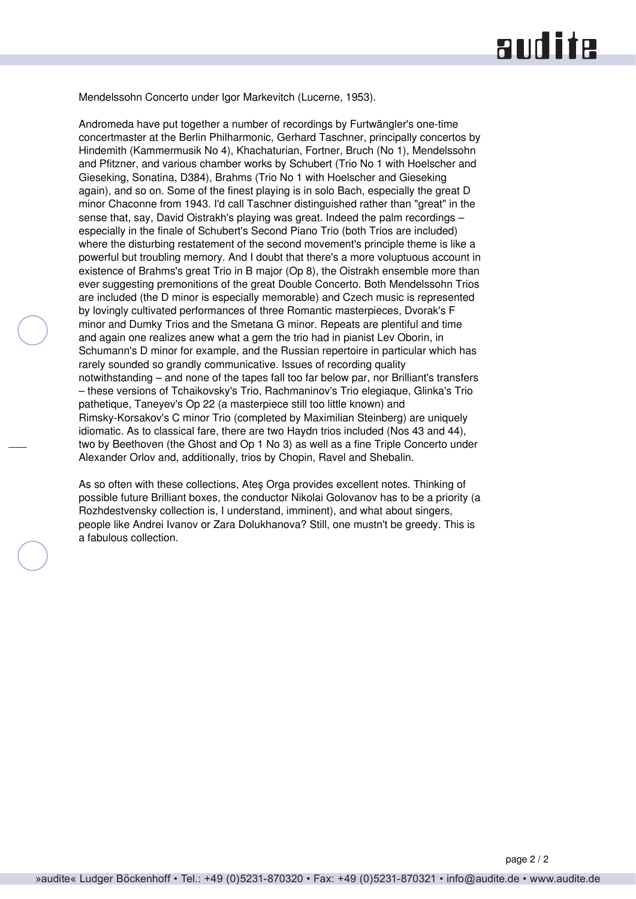Mendelssohn Concerto under Igor Markevitch (Lucerne, 1953).

Andromeda have put together a number of recordings by Furtwängler's one-time concertmaster at the Berlin Philharmonic, Gerhard Taschner, principally concertos by Hindemith (Kammermusik No 4), Khachaturian, Fortner, Bruch (No 1), Mendelssohn and Pfitzner, and various chamber works by Schubert (Trio No 1 with Hoelscher and Gieseking, Sonatina, D384), Brahms (Trio No 1 with Hoelscher and Gieseking again), and so on. Some of the finest playing is in solo Bach, especially the great D minor Chaconne from 1943. I'd call Taschner distinguished rather than "great" in the sense that, say, David Oistrakh's playing was great. Indeed the palm recordings – especially in the finale of Schubert's Second Piano Trio (both Trios are included) where the disturbing restatement of the second movement's principle theme is like a powerful but troubling memory. And I doubt that there's a more voluptuous account in existence of Brahms's great Trio in B major (Op 8), the Oistrakh ensemble more than ever suggesting premonitions of the great Double Concerto. Both Mendelssohn Trios are included (the D minor is especially memorable) and Czech music is represented by lovingly cultivated performances of three Romantic masterpieces, Dvorak's F minor and Dumky Trios and the Smetana G minor. Repeats are plentiful and time and again one realizes anew what a gem the trio had in pianist Lev Oborin, in Schumann's D minor for example, and the Russian repertoire in particular which has rarely sounded so grandly communicative. Issues of recording quality notwithstanding – and none of the tapes fall too far below par, nor Brilliant's transfers – these versions of Tchaikovsky's Trio, Rachmaninov's Trio elegiaque, Glinka's Trio pathetique, Taneyev's Op 22 (a masterpiece still too little known) and Rimsky-Korsakov's C minor Trio (completed by Maximilian Steinberg) are uniquely idiomatic. As to classical fare, there are two Haydn trios included (Nos 43 and 44), two by Beethoven (the Ghost and Op 1 No 3) as well as a fine Triple Concerto under Alexander Orlov and, additionally, trios by Chopin, Ravel and Shebalin.

As so often with these collections, Ateş Orga provides excellent notes. Thinking of possible future Brilliant boxes, the conductor Nikolai Golovanov has to be a priority (a Rozhdestvensky collection is, I understand, imminent), and what about singers, people like Andrei Ivanov or Zara Dolukhanova? Still, one mustn't be greedy. This is a fabulous collection.